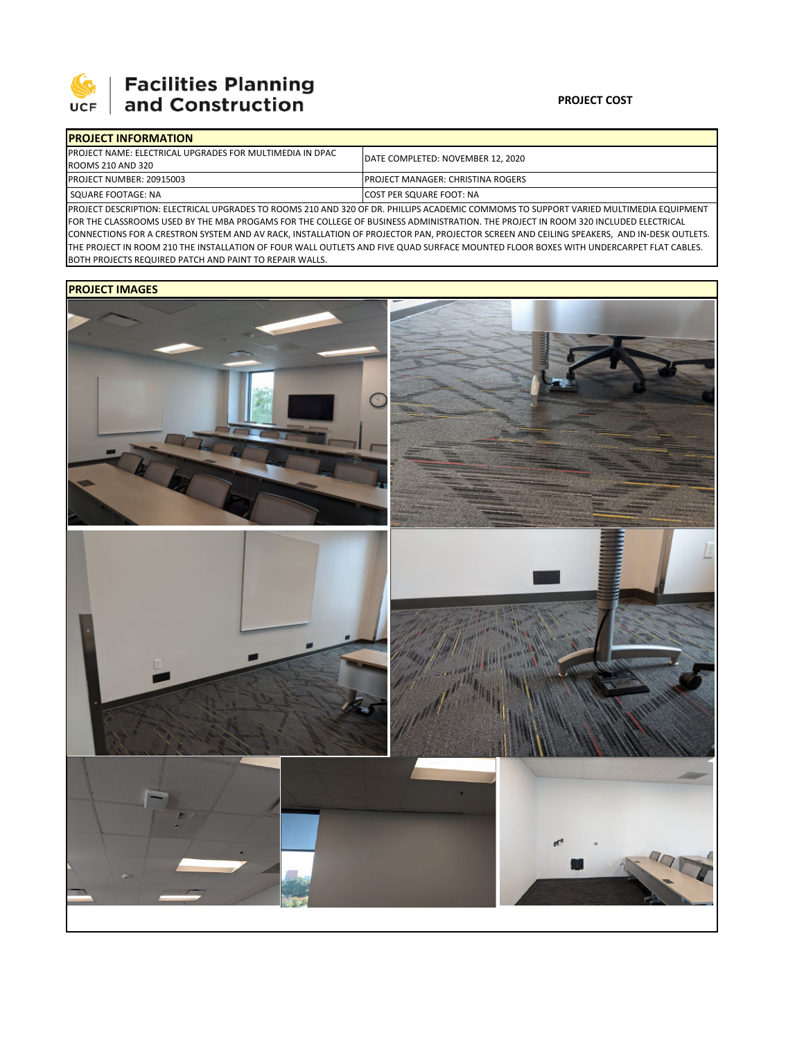**Facilities Planning and Construction**

**PROJECT COST**

| **PROJECT INFORMATION** | |
|---|---|
| PROJECT NAME: ELECTRICAL UPGRADES FOR MULTIMEDIA IN DPAC ROOMS 210 AND 320 | DATE COMPLETED: NOVEMBER 12, 2020 |
| PROJECT NUMBER: 20915003 | PROJECT MANAGER: CHRISTINA ROGERS |
| SQUARE FOOTAGE: NA | COST PER SQUARE FOOT: NA |
| PROJECT DESCRIPTION: ELECTRICAL UPGRADES TO ROOMS 210 AND 320 OF DR. PHILLIPS ACADEMIC COMMOMS TO SUPPORT VARIED MULTIMEDIA EQUIPMENT FOR THE CLASSROOMS USED BY THE MBA PROGAMS FOR THE COLLEGE OF BUSINESS ADMINISTRATION. THE PROJECT IN ROOM 320 INCLUDED ELECTRICAL CONNECTIONS FOR A CRESTRON SYSTEM AND AV RACK, INSTALLATION OF PROJECTOR PAN, PROJECTOR SCREEN AND CEILING SPEAKERS, AND IN-DESK OUTLETS. THE PROJECT IN ROOM 210 THE INSTALLATION OF FOUR WALL OUTLETS AND FIVE QUAD SURFACE MOUNTED FLOOR BOXES WITH UNDERCARPET FLAT CABLES. BOTH PROJECTS REQUIRED PATCH AND PAINT TO REPAIR WALLS. | |

**PROJECT IMAGES**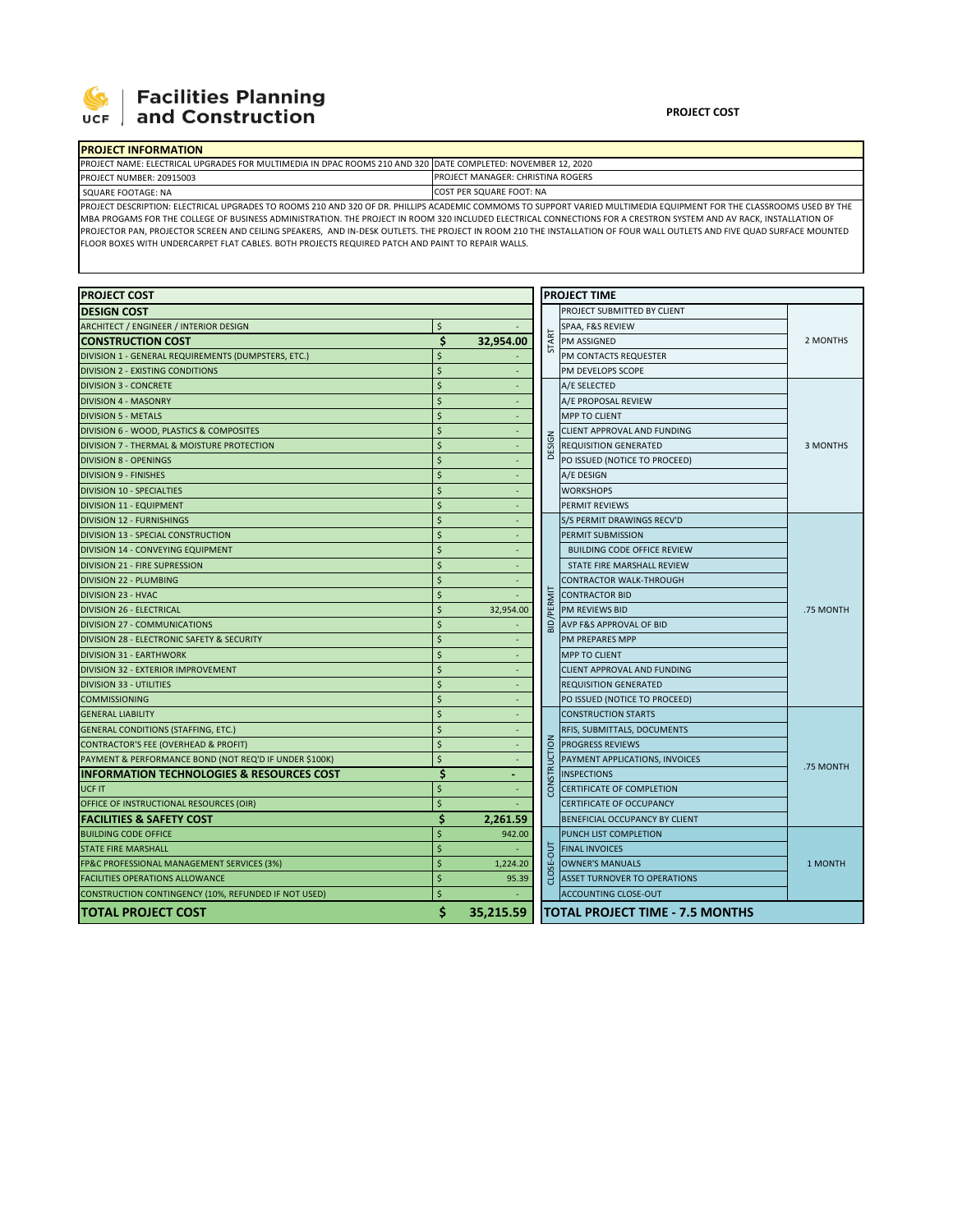# Facilities Planning and Construction

**PROJECT COST**

| PROJECT INFORMATION | |
|---|---|
| PROJECT NAME: ELECTRICAL UPGRADES FOR MULTIMEDIA IN DPAC ROOMS 210 AND 320 | DATE COMPLETED: NOVEMBER 12, 2020 |
| PROJECT NUMBER: 20915003 | PROJECT MANAGER: CHRISTINA ROGERS |
| SQUARE FOOTAGE: NA | COST PER SQUARE FOOT: NA |

PROJECT DESCRIPTION: ELECTRICAL UPGRADES TO ROOMS 210 AND 320 OF DR. PHILLIPS ACADEMIC COMMOMS TO SUPPORT VARIED MULTIMEDIA EQUIPMENT FOR THE CLASSROOMS USED BY THE MBA PROGAMS FOR THE COLLEGE OF BUSINESS ADMINISTRATION. THE PROJECT IN ROOM 320 INCLUDED ELECTRICAL CONNECTIONS FOR A CRESTRON SYSTEM AND AV RACK, INSTALLATION OF PROJECTOR PAN, PROJECTOR SCREEN AND CEILING SPEAKERS, AND IN-DESK OUTLETS. THE PROJECT IN ROOM 210 THE INSTALLATION OF FOUR WALL OUTLETS AND FIVE QUAD SURFACE MOUNTED FLOOR BOXES WITH UNDERCARPET FLAT CABLES. BOTH PROJECTS REQUIRED PATCH AND PAINT TO REPAIR WALLS.

| PROJECT COST | |
|---|---|
| **DESIGN COST** | |
| ARCHITECT / ENGINEER / INTERIOR DESIGN | $ - |
| **CONSTRUCTION COST** | **$ 32,954.00** |
| DIVISION 1 - GENERAL REQUIREMENTS (DUMPSTERS, ETC.) | $ - |
| DIVISION 2 - EXISTING CONDITIONS | $ - |
| DIVISION 3 - CONCRETE | $ - |
| DIVISION 4 - MASONRY | $ - |
| DIVISION 5 - METALS | $ - |
| DIVISION 6 - WOOD, PLASTICS & COMPOSITES | $ - |
| DIVISION 7 - THERMAL & MOISTURE PROTECTION | $ - |
| DIVISION 8 - OPENINGS | $ - |
| DIVISION 9 - FINISHES | $ - |
| DIVISION 10 - SPECIALTIES | $ - |
| DIVISION 11 - EQUIPMENT | $ - |
| DIVISION 12 - FURNISHINGS | $ - |
| DIVISION 13 - SPECIAL CONSTRUCTION | $ - |
| DIVISION 14 - CONVEYING EQUIPMENT | $ - |
| DIVISION 21 - FIRE SUPRESSION | $ - |
| DIVISION 22 - PLUMBING | $ - |
| DIVISION 23 - HVAC | $ - |
| DIVISION 26 - ELECTRICAL | $ 32,954.00 |
| DIVISION 27 - COMMUNICATIONS | $ - |
| DIVISION 28 - ELECTRONIC SAFETY & SECURITY | $ - |
| DIVISION 31 - EARTHWORK | $ - |
| DIVISION 32 - EXTERIOR IMPROVEMENT | $ - |
| DIVISION 33 - UTILITIES | $ - |
| COMMISSIONING | $ - |
| GENERAL LIABILITY | $ - |
| GENERAL CONDITIONS (STAFFING, ETC.) | $ - |
| CONTRACTOR'S FEE (OVERHEAD & PROFIT) | $ - |
| PAYMENT & PERFORMANCE BOND (NOT REQ'D IF UNDER $100K) | $ - |
| **INFORMATION TECHNOLOGIES & RESOURCES COST** | **$ -** |
| UCF IT | $ - |
| OFFICE OF INSTRUCTIONAL RESOURCES (OIR) | $ - |
| **FACILITIES & SAFETY COST** | **$ 2,261.59** |
| BUILDING CODE OFFICE | $ 942.00 |
| STATE FIRE MARSHALL | $ - |
| FP&C PROFESSIONAL MANAGEMENT SERVICES (3%) | $ 1,224.20 |
| FACILITIES OPERATIONS ALLOWANCE | $ 95.39 |
| CONSTRUCTION CONTINGENCY (10%, REFUNDED IF NOT USED) | $ - |
| **TOTAL PROJECT COST** | **$ 35,215.59** |

| PROJECT TIME | | |
|---|---|---|
| START | PROJECT SUBMITTED BY CLIENT | 2 MONTHS |
| | SPAA, F&S REVIEW | |
| | PM ASSIGNED | |
| | PM CONTACTS REQUESTER | |
| | PM DEVELOPS SCOPE | |
| DESIGN | A/E SELECTED | 3 MONTHS |
| | A/E PROPOSAL REVIEW | |
| | MPP TO CLIENT | |
| | CLIENT APPROVAL AND FUNDING | |
| | REQUISITION GENERATED | |
| | PO ISSUED (NOTICE TO PROCEED) | |
| | A/E DESIGN | |
| | WORKSHOPS | |
| | PERMIT REVIEWS | |
| BID/PERMIT | S/S PERMIT DRAWINGS RECV'D | .75 MONTH |
| | PERMIT SUBMISSION | |
| | BUILDING CODE OFFICE REVIEW | |
| | STATE FIRE MARSHALL REVIEW | |
| | CONTRACTOR WALK-THROUGH | |
| | CONTRACTOR BID | |
| | PM REVIEWS BID | |
| | AVP F&S APPROVAL OF BID | |
| | PM PREPARES MPP | |
| | MPP TO CLIENT | |
| | CLIENT APPROVAL AND FUNDING | |
| | REQUISITION GENERATED | |
| | PO ISSUED (NOTICE TO PROCEED) | |
| CONSTRUCTION | CONSTRUCTION STARTS | .75 MONTH |
| | RFIS, SUBMITTALS, DOCUMENTS | |
| | PROGRESS REVIEWS | |
| | PAYMENT APPLICATIONS, INVOICES | |
| | INSPECTIONS | |
| | CERTIFICATE OF COMPLETION | |
| | CERTIFICATE OF OCCUPANCY | |
| | BENEFICIAL OCCUPANCY BY CLIENT | |
| CLOSE-OUT | PUNCH LIST COMPLETION | 1 MONTH |
| | FINAL INVOICES | |
| | OWNER'S MANUALS | |
| | ASSET TURNOVER TO OPERATIONS | |
| | ACCOUNTING CLOSE-OUT | |
| **TOTAL PROJECT TIME - 7.5 MONTHS** | | |